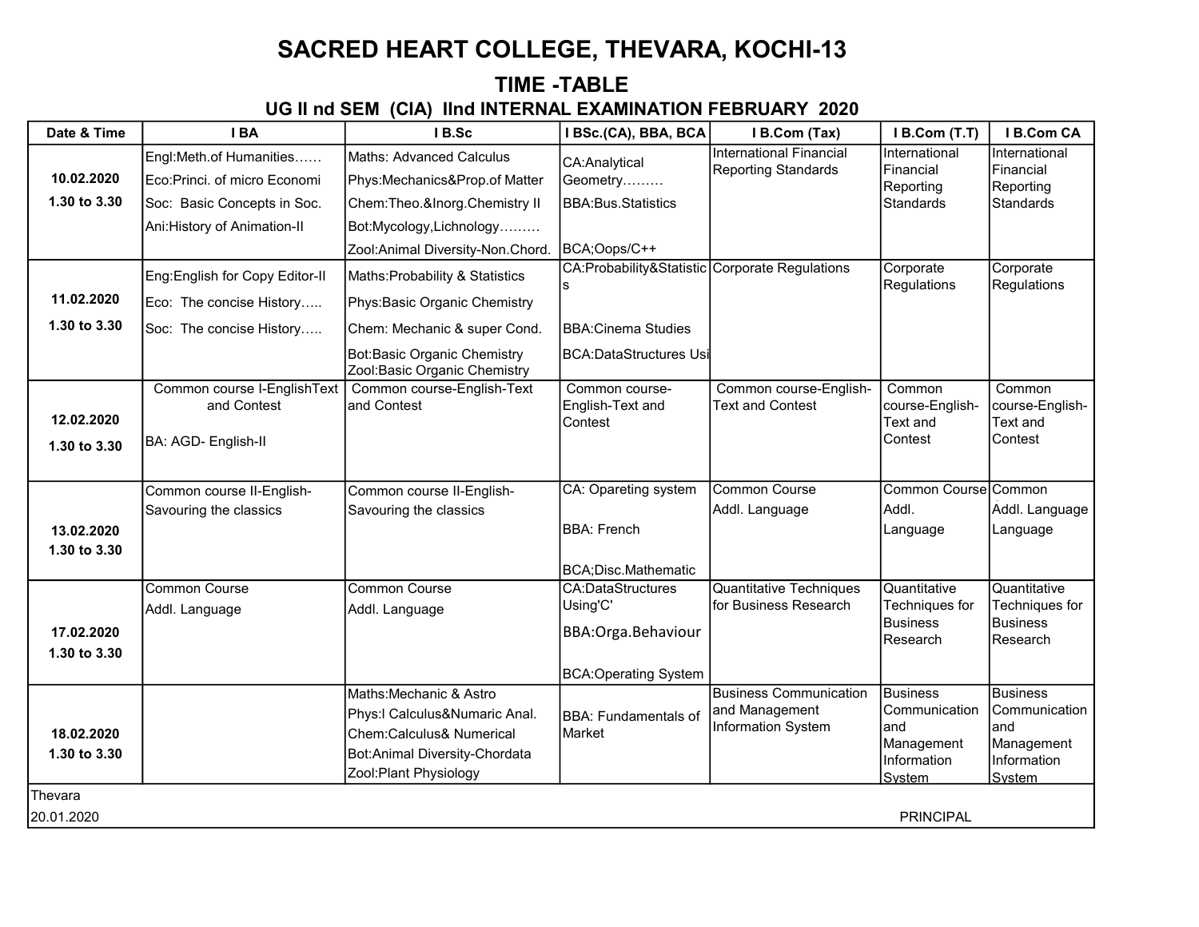# SACRED HEART COLLEGE, THEVARA, KOCHI-13

## TIME -TABLE

### UG II nd SEM (CIA) IInd INTERNAL EXAMINATION FEBRUARY 2020

| Date & Time | I BA | I B.Sc | I BSc.(CA), BBA, BCA | I B.Com (Tax) | I B.Com (T.T) | I B.Com CA |
|---|---|---|---|---|---|---|
| 10.02.2020<br>1.30 to 3.30 | Engl:Meth.of Humanities……<br>Eco:Princi. of micro Economi<br>Soc: Basic Concepts in Soc.<br>Ani:History of Animation-II | Maths: Advanced Calculus<br>Phys:Mechanics&Prop.of Matter<br>Chem:Theo.&Inorg.Chemistry II<br>Bot:Mycology,Lichnology………<br>Zool:Animal Diversity-Non.Chord. | CA:Analytical Geometry………<br>BBA:Bus.Statistics<br>BCA;Oops/C++ | International Financial Reporting Standards | International Financial Reporting Standards | International Financial Reporting Standards |
| 11.02.2020<br>1.30 to 3.30 | Eng:English for Copy Editor-II<br>Eco: The concise History…..<br>Soc: The concise History….. | Maths:Probability & Statistics<br>Phys:Basic Organic Chemistry<br>Chem: Mechanic & super Cond.<br>Bot:Basic Organic Chemistry<br>Zool:Basic Organic Chemistry | CA:Probability&Statistics<br>BBA:Cinema Studies<br>BCA:DataStructures Usi | Corporate Regulations | Corporate Regulations | Corporate Regulations |
| 12.02.2020<br>1.30 to 3.30 | Common course I-EnglishText and Contest<br>BA: AGD- English-II | Common course-English-Text and Contest | Common course-English-Text and Contest | Common course-English-Text and Contest | Common course-English-Text and Contest | Common course-English-Text and Contest |
| 13.02.2020<br>1.30 to 3.30 | Common course II-English-Savouring the classics | Common course II-English-Savouring the classics | CA: Opareting system<br>BBA: French<br>BCA;Disc.Mathematic | Common Course<br>Addl. Language | Common Course<br>Addl.<br>Language | Common<br>Addl. Language<br>Language |
| 17.02.2020<br>1.30 to 3.30 | Common Course<br>Addl. Language | Common Course<br>Addl. Language | CA:DataStructures Using'C'<br>BBA:Orga.Behaviour<br>BCA:Operating System | Quantitative Techniques for Business Research | Quantitative Techniques for Business Research | Quantitative Techniques for Business Research |
| 18.02.2020<br>1.30 to 3.30 | | Maths:Mechanic & Astro<br>Phys:I Calculus&Numaric Anal.<br>Chem:Calculus& Numerical<br>Bot:Animal Diversity-Chordata<br>Zool:Plant Physiology | BBA: Fundamentals of Market | Business Communication and Management Information System | Business Communication and Management Information System | Business Communication and Management Information System |

Thevara

20.01.2020

PRINCIPAL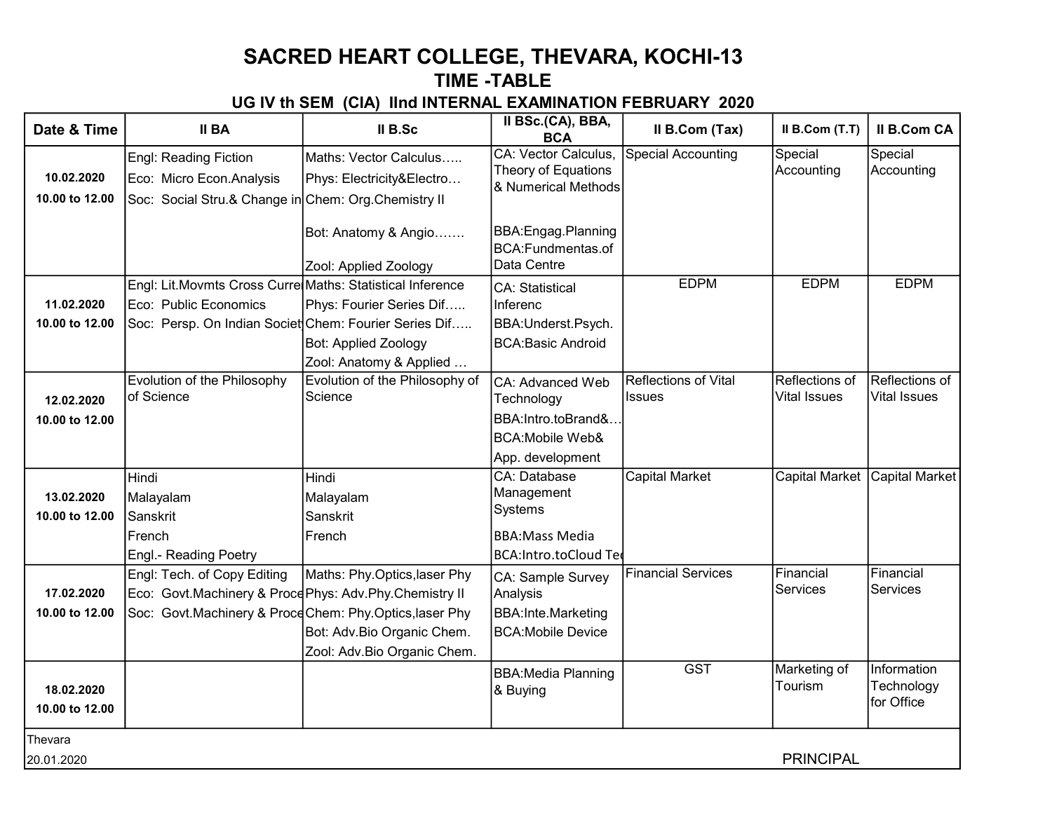# SACRED HEART COLLEGE, THEVARA, KOCHI-13

## TIME -TABLE

### UG IV th SEM (CIA) IInd INTERNAL EXAMINATION FEBRUARY 2020

| Date & Time | II BA | II B.Sc | II BSc.(CA), BBA, BCA | II B.Com (Tax) | II B.Com (T.T) | II B.Com CA |
|---|---|---|---|---|---|---|
| 10.02.2020<br>10.00 to 12.00 | Engl: Reading Fiction<br>Eco: Micro Econ.Analysis<br>Soc: Social Stru.& Change in | Maths: Vector Calculus…..<br>Phys: Electricity&Electro…<br>Chem: Org.Chemistry II<br>Bot: Anatomy & Angio…….<br>Zool: Applied Zoology | CA: Vector Calculus, Theory of Equations & Numerical Methods<br>BBA:Engag.Planning<br>BCA:Fundmentas.of Data Centre | Special Accounting | Special Accounting | Special Accounting |
| 11.02.2020<br>10.00 to 12.00 | Engl: Lit.Movmts Cross Curre<br>Eco: Public Economics<br>Soc: Persp. On Indian Societ | Maths: Statistical Inference<br>Phys: Fourier Series Dif…..<br>Chem: Fourier Series Dif…..<br>Bot: Applied Zoology<br>Zool: Anatomy & Applied … | CA: Statistical Inferenc<br>BBA:Underst.Psych.<br>BCA:Basic Android | EDPM | EDPM | EDPM |
| 12.02.2020<br>10.00 to 12.00 | Evolution of the Philosophy of Science | Evolution of the Philosophy of Science | CA: Advanced Web Technology<br>BBA:Intro.toBrand&…<br>BCA:Mobile Web& App. development | Reflections of Vital Issues | Reflections of Vital Issues | Reflections of Vital Issues |
| 13.02.2020<br>10.00 to 12.00 | Hindi<br>Malayalam<br>Sanskrit<br>French<br>Engl.- Reading Poetry | Hindi<br>Malayalam<br>Sanskrit<br>French | CA: Database Management Systems<br>BBA:Mass Media<br>BCA:Intro.toCloud Te | Capital Market | Capital Market | Capital Market |
| 17.02.2020<br>10.00 to 12.00 | Engl: Tech. of Copy Editing<br>Eco: Govt.Machinery & Proce<br>Soc: Govt.Machinery & Proce | Maths: Phy.Optics,laser Phy<br>Phys: Adv.Phy.Chemistry II<br>Chem: Phy.Optics,laser Phy<br>Bot: Adv.Bio Organic Chem.<br>Zool: Adv.Bio Organic Chem. | CA: Sample Survey Analysis<br>BBA:Inte.Marketing<br>BCA:Mobile Device | Financial Services | Financial Services | Financial Services |
| 18.02.2020<br>10.00 to 12.00 | | | BBA:Media Planning & Buying | GST | Marketing of Tourism | Information Technology for Office |

Thevara

20.01.2020

PRINCIPAL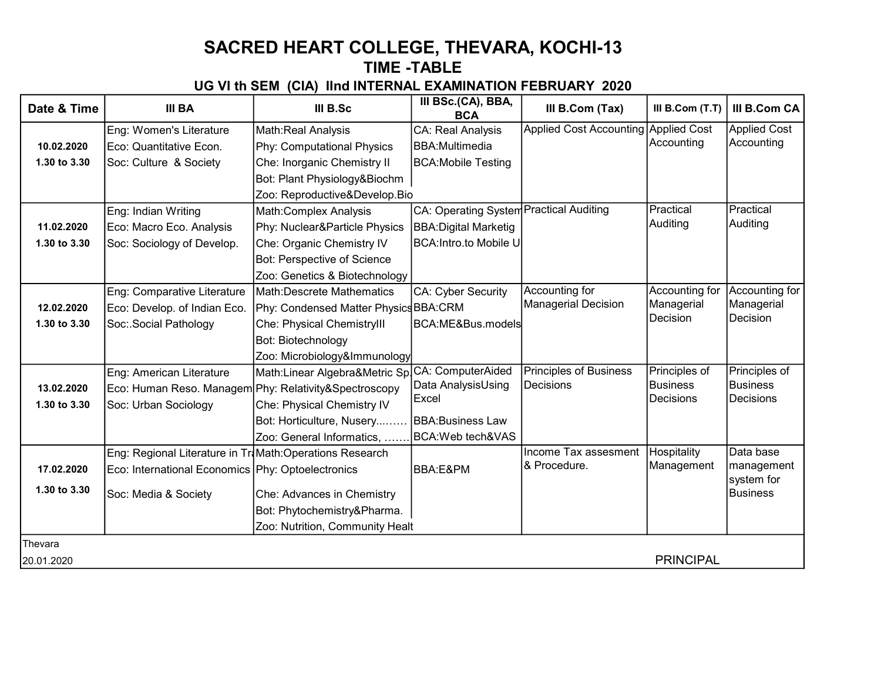# SACRED HEART COLLEGE, THEVARA, KOCHI-13

## TIME -TABLE

### UG VI th SEM (CIA) IInd INTERNAL EXAMINATION FEBRUARY 2020

| Date & Time | III BA | III B.Sc | III BSc.(CA), BBA, BCA | III B.Com (Tax) | III B.Com (T.T) | III B.Com CA |
|---|---|---|---|---|---|---|
| 10.02.2020<br>1.30 to 3.30 | Eng: Women's Literature<br>Eco: Quantitative Econ.<br>Soc: Culture & Society | Math:Real Analysis<br>Phy: Computational Physics<br>Che: Inorganic Chemistry II<br>Bot: Plant Physiology&Biochm<br>Zoo: Reproductive&Develop.Bio | CA: Real Analysis<br>BBA:Multimedia<br>BCA:Mobile Testing | Applied Cost Accounting | Applied Cost Accounting | Applied Cost Accounting |
| 11.02.2020<br>1.30 to 3.30 | Eng: Indian Writing<br>Eco: Macro Eco. Analysis<br>Soc: Sociology of Develop. | Math:Complex Analysis<br>Phy: Nuclear&Particle Physics<br>Che: Organic Chemistry IV<br>Bot: Perspective of Science<br>Zoo: Genetics & Biotechnology | CA: Operating System<br>BBA:Digital Marketig<br>BCA:Intro.to Mobile U | Practical Auditing | Practical Auditing | Practical Auditing |
| 12.02.2020<br>1.30 to 3.30 | Eng: Comparative Literature<br>Eco: Develop. of Indian Eco.<br>Soc:.Social Pathology | Math:Descrete Mathematics<br>Phy: Condensed Matter Physics<br>Che: Physical ChemistryIII<br>Bot: Biotechnology<br>Zoo: Microbiology&Immunology | CA: Cyber Security<br>BBA:CRM<br>BCA:ME&Bus.models | Accounting for Managerial Decision | Accounting for Managerial Decision | Accounting for Managerial Decision |
| 13.02.2020<br>1.30 to 3.30 | Eng: American Literature<br>Eco: Human Reso. Managem<br>Soc: Urban Sociology | Math:Linear Algebra&Metric Sp.<br>Phy: Relativity&Spectroscopy<br>Che: Physical Chemistry IV<br>Bot: Horticulture, Nusery...……<br>Zoo: General Informatics, ……. | CA: ComputerAided Data AnalysisUsing Excel<br>BBA:Business Law<br>BCA:Web tech&VAS | Principles of Business Decisions | Principles of Business Decisions | Principles of Business Decisions |
| 17.02.2020<br>1.30 to 3.30 | Eng: Regional Literature in Tr<br>Eco: International Economics<br>Soc: Media & Society | Math:Operations Research<br>Phy: Optoelectronics<br>Che: Advances in Chemistry<br>Bot: Phytochemistry&Pharma.<br>Zoo: Nutrition, Community Healt | BBA:E&PM | Income Tax assesment & Procedure. | Hospitality Management | Data base management system for Business |

Thevara
20.01.2020

PRINCIPAL